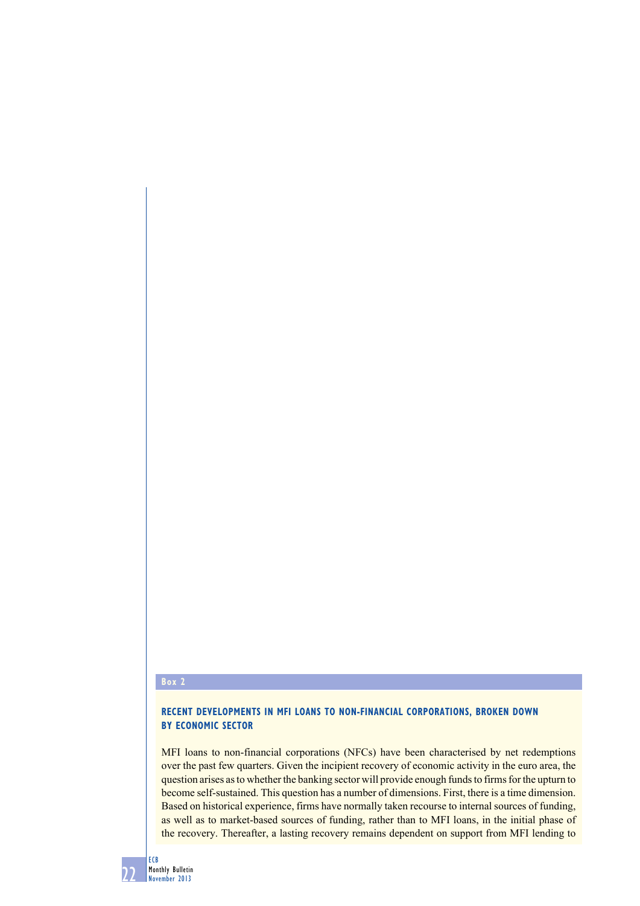## Box 2

### RECENT DEVELOPMENTS IN MFI LOANS TO NON-FINANCIAL CORPORATIONS, BROKEN DOWN BY ECONOMIC SECTOR

MFI loans to non-financial corporations (NFCs) have been characterised by net redemptions over the past few quarters. Given the incipient recovery of economic activity in the euro area, the question arises as to whether the banking sector will provide enough funds to firms for the upturn to become self-sustained. This question has a number of dimensions. First, there is a time dimension. Based on historical experience, firms have normally taken recourse to internal sources of funding, as well as to market-based sources of funding, rather than to MFI loans, in the initial phase of the recovery. Thereafter, a lasting recovery remains dependent on support from MFI lending to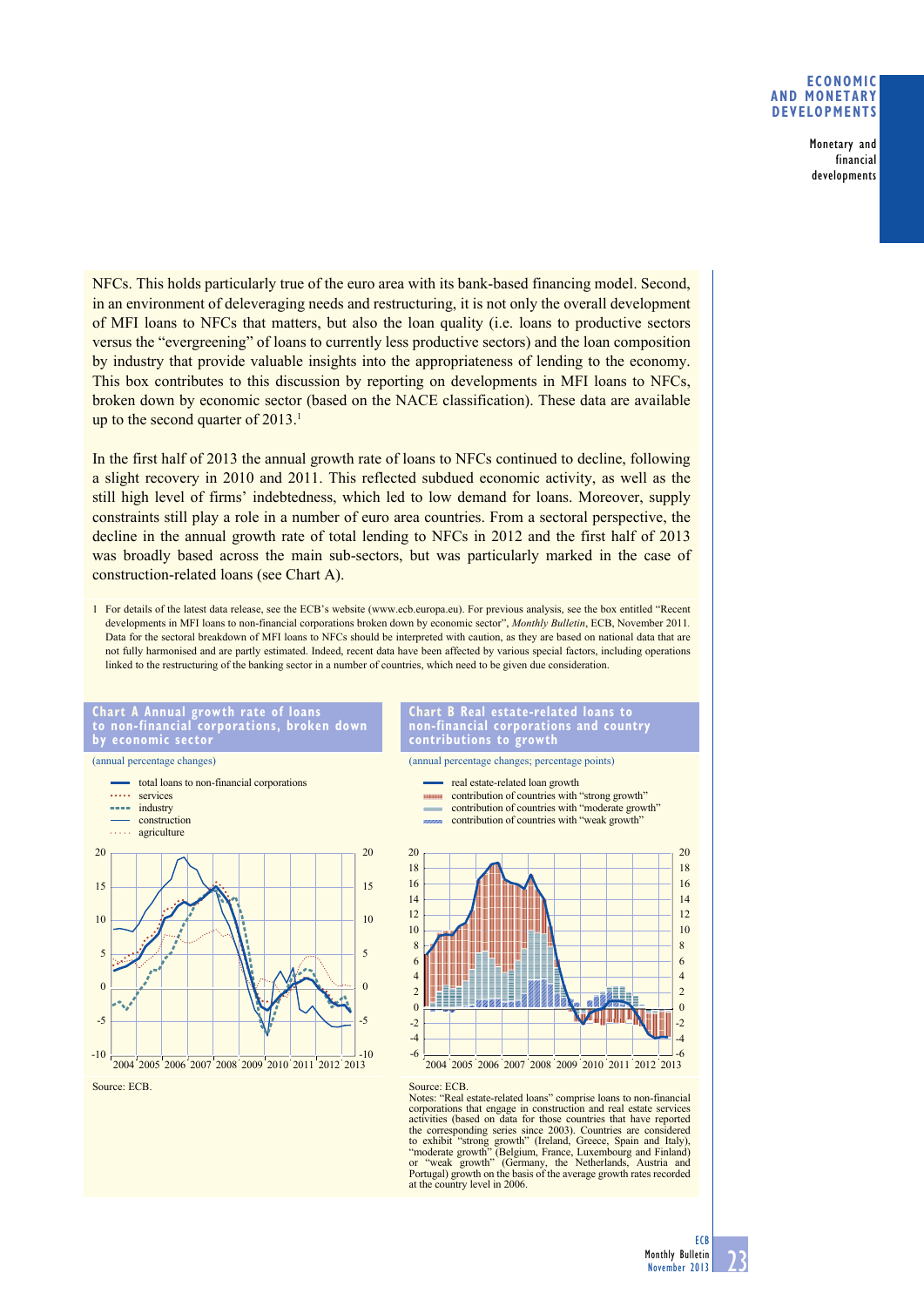NFCs. This holds particularly true of the euro area with its bank-based financing model. Second, in an environment of deleveraging needs and restructuring, it is not only the overall development of MFI loans to NFCs that matters, but also the loan quality (i.e. loans to productive sectors versus the "evergreening" of loans to currently less productive sectors) and the loan composition by industry that provide valuable insights into the appropriateness of lending to the economy. This box contributes to this discussion by reporting on developments in MFI loans to NFCs, broken down by economic sector (based on the NACE classification). These data are available up to the second quarter of 2013.[1]

In the first half of 2013 the annual growth rate of loans to NFCs continued to decline, following a slight recovery in 2010 and 2011. This reflected subdued economic activity, as well as the still high level of firms' indebtedness, which led to low demand for loans. Moreover, supply constraints still play a role in a number of euro area countries. From a sectoral perspective, the decline in the annual growth rate of total lending to NFCs in 2012 and the first half of 2013 was broadly based across the main sub-sectors, but was particularly marked in the case of construction-related loans (see Chart A).

1 For details of the latest data release, see the ECB's website (www.ecb.europa.eu). For previous analysis, see the box entitled "Recent developments in MFI loans to non-financial corporations broken down by economic sector", *Monthly Bulletin*, ECB, November 2011. Data for the sectoral breakdown of MFI loans to NFCs should be interpreted with caution, as they are based on national data that are not fully harmonised and are partly estimated. Indeed, recent data have been affected by various special factors, including operations linked to the restructuring of the banking sector in a number of countries, which need to be given due consideration.

**Chart A Annual growth rate of loans to non-financial corporations, broken down by economic sector**

(annual percentage changes)

Legend: total loans to non-financial corporations; services; industry; construction; agriculture

Source: ECB.

**Chart B Real estate-related loans to non-financial corporations and country contributions to growth**

(annual percentage changes; percentage points)

Legend: real estate-related loan growth; contribution of countries with "strong growth"; contribution of countries with "moderate growth"; contribution of countries with "weak growth"

Source: ECB.

Notes: "Real estate-related loans" comprise loans to non-financial corporations that engage in construction and real estate services activities (based on data for those countries that have reported the corresponding series since 2003). Countries are considered to exhibit "strong growth" (Ireland, Greece, Spain and Italy), "moderate growth" (Belgium, France, Luxembourg and Finland) or "weak growth" (Germany, the Netherlands, Austria and Portugal) growth on the basis of the average growth rates recorded at the country level in 2006.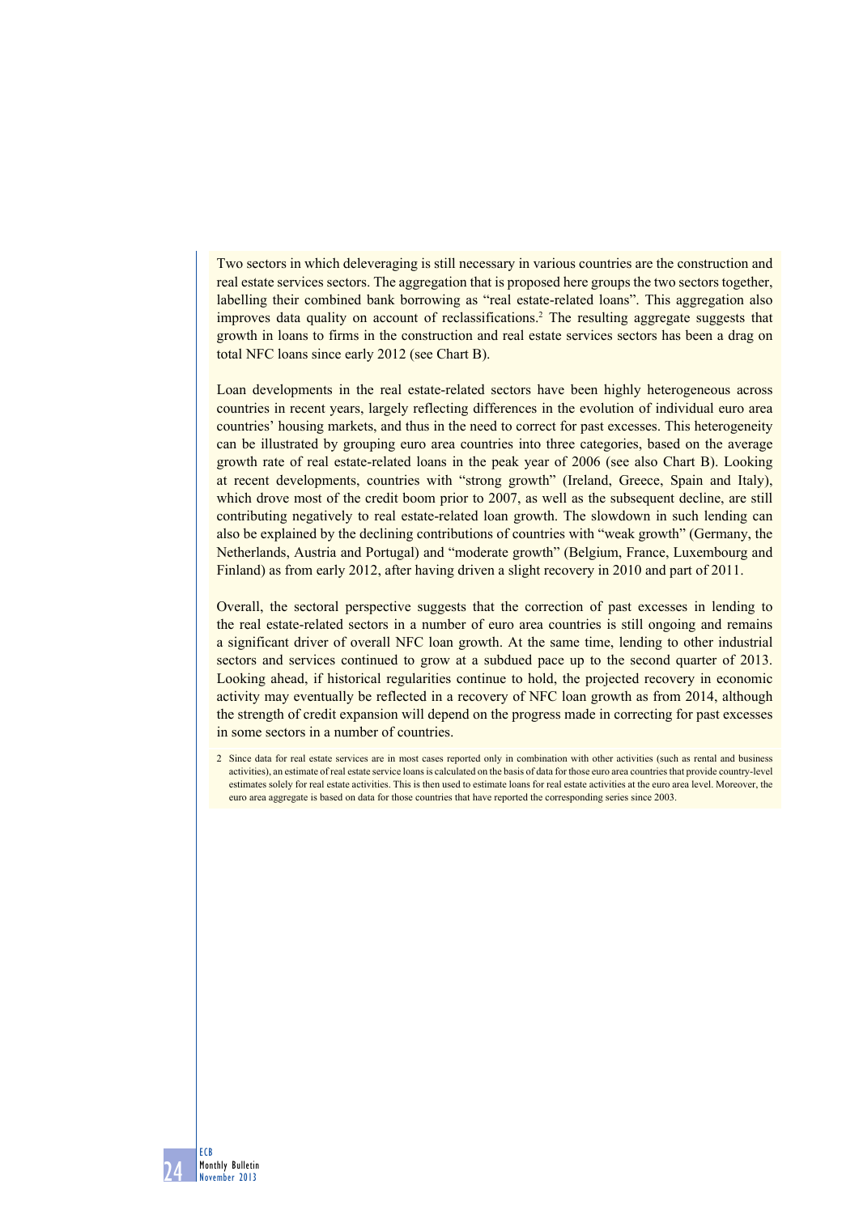Two sectors in which deleveraging is still necessary in various countries are the construction and real estate services sectors. The aggregation that is proposed here groups the two sectors together, labelling their combined bank borrowing as "real estate-related loans". This aggregation also improves data quality on account of reclassifications.[2] The resulting aggregate suggests that growth in loans to firms in the construction and real estate services sectors has been a drag on total NFC loans since early 2012 (see Chart B).

Loan developments in the real estate-related sectors have been highly heterogeneous across countries in recent years, largely reflecting differences in the evolution of individual euro area countries' housing markets, and thus in the need to correct for past excesses. This heterogeneity can be illustrated by grouping euro area countries into three categories, based on the average growth rate of real estate-related loans in the peak year of 2006 (see also Chart B). Looking at recent developments, countries with "strong growth" (Ireland, Greece, Spain and Italy), which drove most of the credit boom prior to 2007, as well as the subsequent decline, are still contributing negatively to real estate-related loan growth. The slowdown in such lending can also be explained by the declining contributions of countries with "weak growth" (Germany, the Netherlands, Austria and Portugal) and "moderate growth" (Belgium, France, Luxembourg and Finland) as from early 2012, after having driven a slight recovery in 2010 and part of 2011.

Overall, the sectoral perspective suggests that the correction of past excesses in lending to the real estate-related sectors in a number of euro area countries is still ongoing and remains a significant driver of overall NFC loan growth. At the same time, lending to other industrial sectors and services continued to grow at a subdued pace up to the second quarter of 2013. Looking ahead, if historical regularities continue to hold, the projected recovery in economic activity may eventually be reflected in a recovery of NFC loan growth as from 2014, although the strength of credit expansion will depend on the progress made in correcting for past excesses in some sectors in a number of countries.

2 Since data for real estate services are in most cases reported only in combination with other activities (such as rental and business activities), an estimate of real estate service loans is calculated on the basis of data for those euro area countries that provide country-level estimates solely for real estate activities. This is then used to estimate loans for real estate activities at the euro area level. Moreover, the euro area aggregate is based on data for those countries that have reported the corresponding series since 2003.